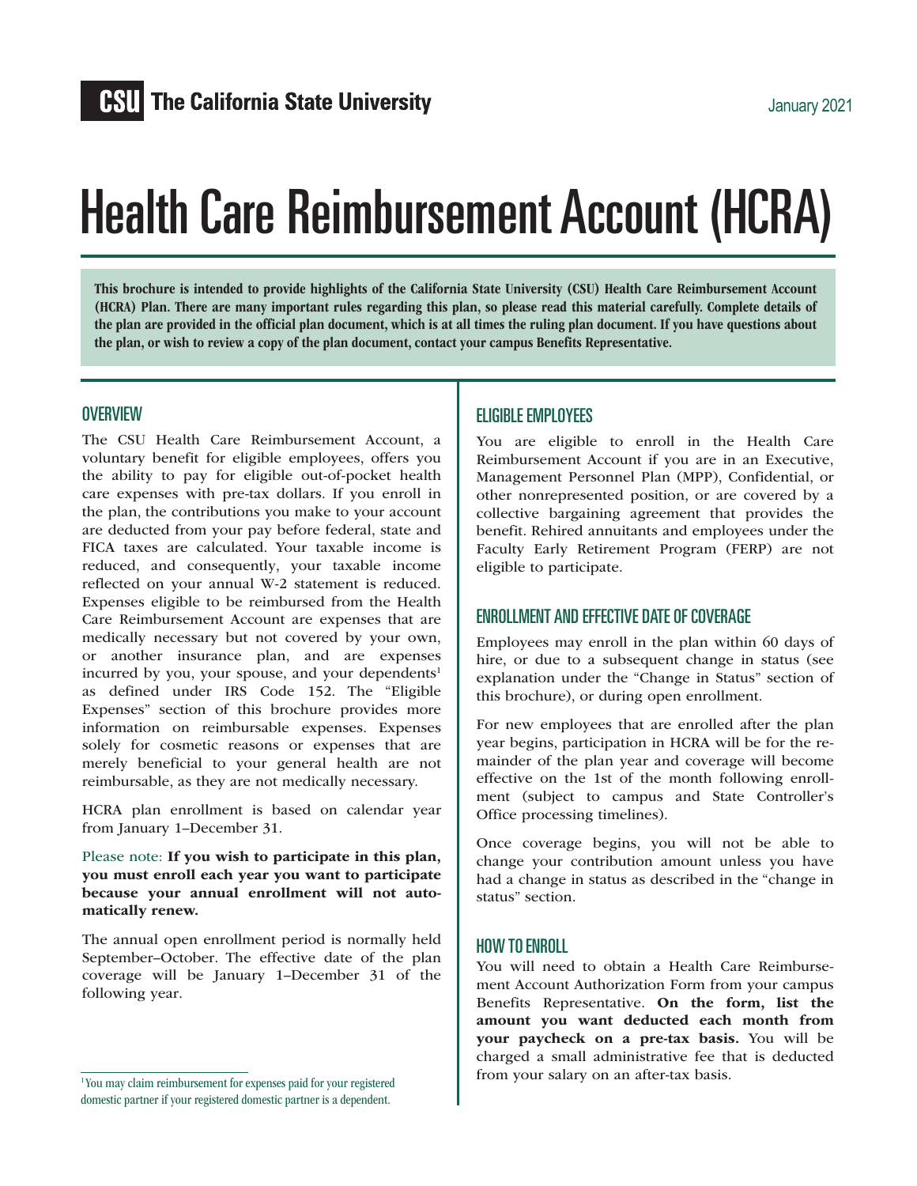**CSU** The California State University

January 2021

# Health Care Reimbursement Account (HCRA)

**This brochure is intended to provide highlights of the California State University (CSU) Health Care Reimbursement Account (HCRA) Plan. There are many important rules regarding this plan, so please read this material carefully. Complete details of the plan are provided in the official plan document, which is at all times the ruling plan document. If you have questions about the plan, or wish to review a copy of the plan document, contact your campus Benefits Representative.**

## OVERVIEW

The CSU Health Care Reimbursement Account, a voluntary benefit for eligible employees, offers you the ability to pay for eligible out-of-pocket health care expenses with pre-tax dollars. If you enroll in the plan, the contributions you make to your account are deducted from your pay before federal, state and FICA taxes are calculated. Your taxable income is reduced, and consequently, your taxable income reflected on your annual W-2 statement is reduced. Expenses eligible to be reimbursed from the Health Care Reimbursement Account are expenses that are medically necessary but not covered by your own, or another insurance plan, and are expenses incurred by you, your spouse, and your dependents[1] as defined under IRS Code 152. The "Eligible Expenses" section of this brochure provides more information on reimbursable expenses. Expenses solely for cosmetic reasons or expenses that are merely beneficial to your general health are not reimbursable, as they are not medically necessary.

HCRA plan enrollment is based on calendar year from January 1–December 31.

Please note: **If you wish to participate in this plan, you must enroll each year you want to participate because your annual enrollment will not automatically renew.**

The annual open enrollment period is normally held September–October. The effective date of the plan coverage will be January 1–December 31 of the following year.

[1] You may claim reimbursement for expenses paid for your registered domestic partner if your registered domestic partner is a dependent.

## ELIGIBLE EMPLOYEES

You are eligible to enroll in the Health Care Reimbursement Account if you are in an Executive, Management Personnel Plan (MPP), Confidential, or other nonrepresented position, or are covered by a collective bargaining agreement that provides the benefit. Rehired annuitants and employees under the Faculty Early Retirement Program (FERP) are not eligible to participate.

## ENROLLMENT AND EFFECTIVE DATE OF COVERAGE

Employees may enroll in the plan within 60 days of hire, or due to a subsequent change in status (see explanation under the "Change in Status" section of this brochure), or during open enrollment.

For new employees that are enrolled after the plan year begins, participation in HCRA will be for the remainder of the plan year and coverage will become effective on the 1st of the month following enrollment (subject to campus and State Controller's Office processing timelines).

Once coverage begins, you will not be able to change your contribution amount unless you have had a change in status as described in the "change in status" section.

## HOW TO ENROLL

You will need to obtain a Health Care Reimbursement Account Authorization Form from your campus Benefits Representative. **On the form, list the amount you want deducted each month from your paycheck on a pre-tax basis.** You will be charged a small administrative fee that is deducted from your salary on an after-tax basis.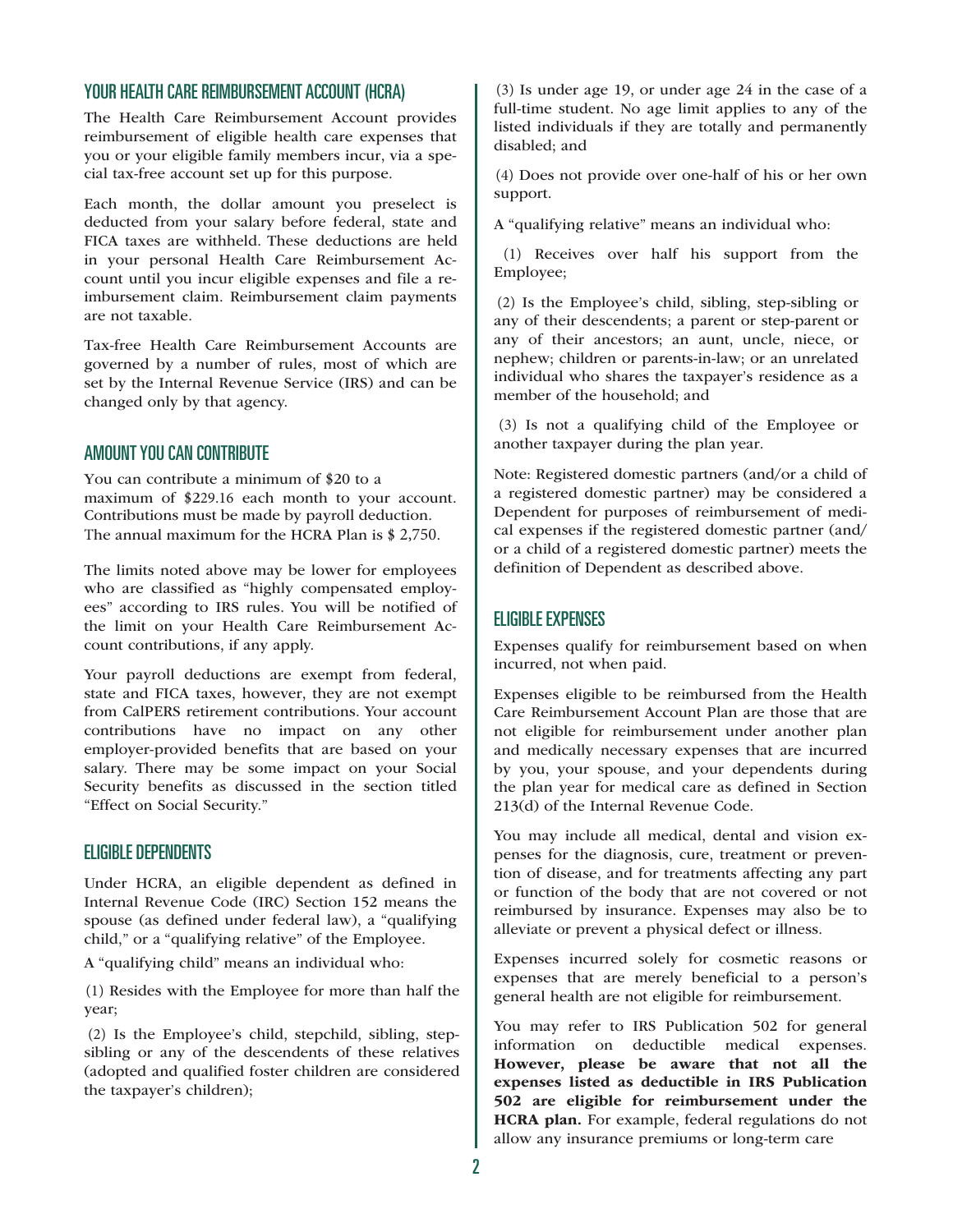## YOUR HEALTH CARE REIMBURSEMENT ACCOUNT (HCRA)

The Health Care Reimbursement Account provides reimbursement of eligible health care expenses that you or your eligible family members incur, via a special tax-free account set up for this purpose.

Each month, the dollar amount you preselect is deducted from your salary before federal, state and FICA taxes are withheld. These deductions are held in your personal Health Care Reimbursement Account until you incur eligible expenses and file a reimbursement claim. Reimbursement claim payments are not taxable.

Tax-free Health Care Reimbursement Accounts are governed by a number of rules, most of which are set by the Internal Revenue Service (IRS) and can be changed only by that agency.

## AMOUNT YOU CAN CONTRIBUTE

You can contribute a minimum of $20 to a maximum of $229.16 each month to your account. Contributions must be made by payroll deduction. The annual maximum for the HCRA Plan is $ 2,750.

The limits noted above may be lower for employees who are classified as "highly compensated employees" according to IRS rules. You will be notified of the limit on your Health Care Reimbursement Account contributions, if any apply.

Your payroll deductions are exempt from federal, state and FICA taxes, however, they are not exempt from CalPERS retirement contributions. Your account contributions have no impact on any other employer-provided benefits that are based on your salary. There may be some impact on your Social Security benefits as discussed in the section titled "Effect on Social Security."

## ELIGIBLE DEPENDENTS

Under HCRA, an eligible dependent as defined in Internal Revenue Code (IRC) Section 152 means the spouse (as defined under federal law), a "qualifying child," or a "qualifying relative" of the Employee.

A "qualifying child" means an individual who:

(1) Resides with the Employee for more than half the year;

(2) Is the Employee's child, stepchild, sibling, stepsibling or any of the descendents of these relatives (adopted and qualified foster children are considered the taxpayer's children);

(3) Is under age 19, or under age 24 in the case of a full-time student. No age limit applies to any of the listed individuals if they are totally and permanently disabled; and

(4) Does not provide over one-half of his or her own support.

A "qualifying relative" means an individual who:

(1) Receives over half his support from the Employee;

(2) Is the Employee's child, sibling, step-sibling or any of their descendents; a parent or step-parent or any of their ancestors; an aunt, uncle, niece, or nephew; children or parents-in-law; or an unrelated individual who shares the taxpayer's residence as a member of the household; and

(3) Is not a qualifying child of the Employee or another taxpayer during the plan year.

Note: Registered domestic partners (and/or a child of a registered domestic partner) may be considered a Dependent for purposes of reimbursement of medical expenses if the registered domestic partner (and/or a child of a registered domestic partner) meets the definition of Dependent as described above.

## ELIGIBLE EXPENSES

Expenses qualify for reimbursement based on when incurred, not when paid.

Expenses eligible to be reimbursed from the Health Care Reimbursement Account Plan are those that are not eligible for reimbursement under another plan and medically necessary expenses that are incurred by you, your spouse, and your dependents during the plan year for medical care as defined in Section 213(d) of the Internal Revenue Code.

You may include all medical, dental and vision expenses for the diagnosis, cure, treatment or prevention of disease, and for treatments affecting any part or function of the body that are not covered or not reimbursed by insurance. Expenses may also be to alleviate or prevent a physical defect or illness.

Expenses incurred solely for cosmetic reasons or expenses that are merely beneficial to a person's general health are not eligible for reimbursement.

You may refer to IRS Publication 502 for general information on deductible medical expenses. **However, please be aware that not all the expenses listed as deductible in IRS Publication 502 are eligible for reimbursement under the HCRA plan.** For example, federal regulations do not allow any insurance premiums or long-term care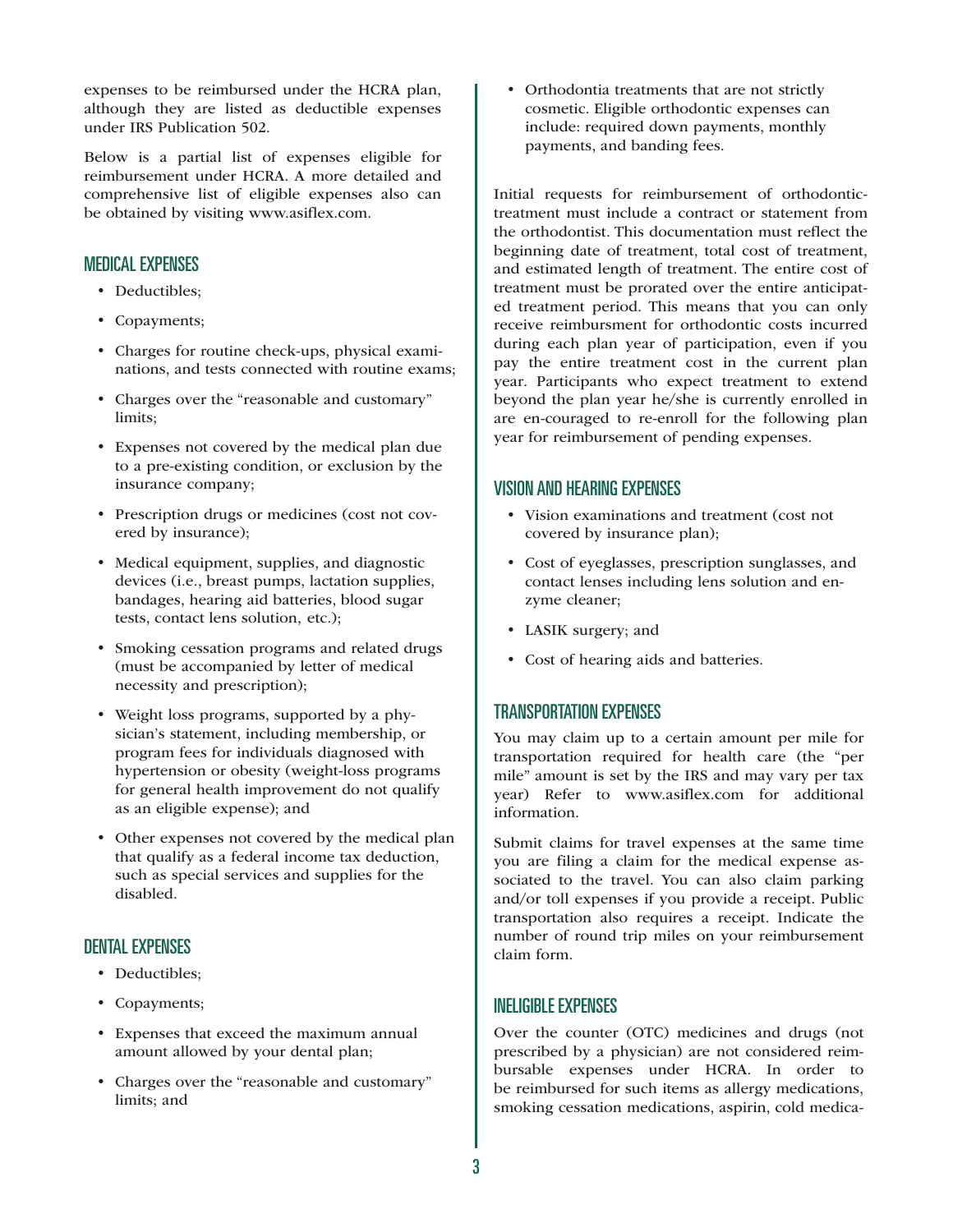expenses to be reimbursed under the HCRA plan, although they are listed as deductible expenses under IRS Publication 502.

Below is a partial list of expenses eligible for reimbursement under HCRA. A more detailed and comprehensive list of eligible expenses also can be obtained by visiting www.asiflex.com.

## MEDICAL EXPENSES

- Deductibles;
- Copayments;
- Charges for routine check-ups, physical examinations, and tests connected with routine exams;
- Charges over the "reasonable and customary" limits;
- Expenses not covered by the medical plan due to a pre-existing condition, or exclusion by the insurance company;
- Prescription drugs or medicines (cost not covered by insurance);
- Medical equipment, supplies, and diagnostic devices (i.e., breast pumps, lactation supplies, bandages, hearing aid batteries, blood sugar tests, contact lens solution, etc.);
- Smoking cessation programs and related drugs (must be accompanied by letter of medical necessity and prescription);
- Weight loss programs, supported by a physician's statement, including membership, or program fees for individuals diagnosed with hypertension or obesity (weight-loss programs for general health improvement do not qualify as an eligible expense); and
- Other expenses not covered by the medical plan that qualify as a federal income tax deduction, such as special services and supplies for the disabled.

## DENTAL EXPENSES

- Deductibles;
- Copayments;
- Expenses that exceed the maximum annual amount allowed by your dental plan;
- Charges over the "reasonable and customary" limits; and
- Orthodontia treatments that are not strictly cosmetic. Eligible orthodontic expenses can include: required down payments, monthly payments, and banding fees.

Initial requests for reimbursement of orthodontic-treatment must include a contract or statement from the orthodontist. This documentation must reflect the beginning date of treatment, total cost of treatment, and estimated length of treatment. The entire cost of treatment must be prorated over the entire anticipated treatment period. This means that you can only receive reimbursment for orthodontic costs incurred during each plan year of participation, even if you pay the entire treatment cost in the current plan year. Participants who expect treatment to extend beyond the plan year he/she is currently enrolled in are en-couraged to re-enroll for the following plan year for reimbursement of pending expenses.

## VISION AND HEARING EXPENSES

- Vision examinations and treatment (cost not covered by insurance plan);
- Cost of eyeglasses, prescription sunglasses, and contact lenses including lens solution and enzyme cleaner;
- LASIK surgery; and
- Cost of hearing aids and batteries.

## TRANSPORTATION EXPENSES

You may claim up to a certain amount per mile for transportation required for health care (the "per mile" amount is set by the IRS and may vary per tax year) Refer to www.asiflex.com for additional information.

Submit claims for travel expenses at the same time you are filing a claim for the medical expense associated to the travel. You can also claim parking and/or toll expenses if you provide a receipt. Public transportation also requires a receipt. Indicate the number of round trip miles on your reimbursement claim form.

## INELIGIBLE EXPENSES

Over the counter (OTC) medicines and drugs (not prescribed by a physician) are not considered reimbursable expenses under HCRA. In order to be reimbursed for such items as allergy medications, smoking cessation medications, aspirin, cold medica-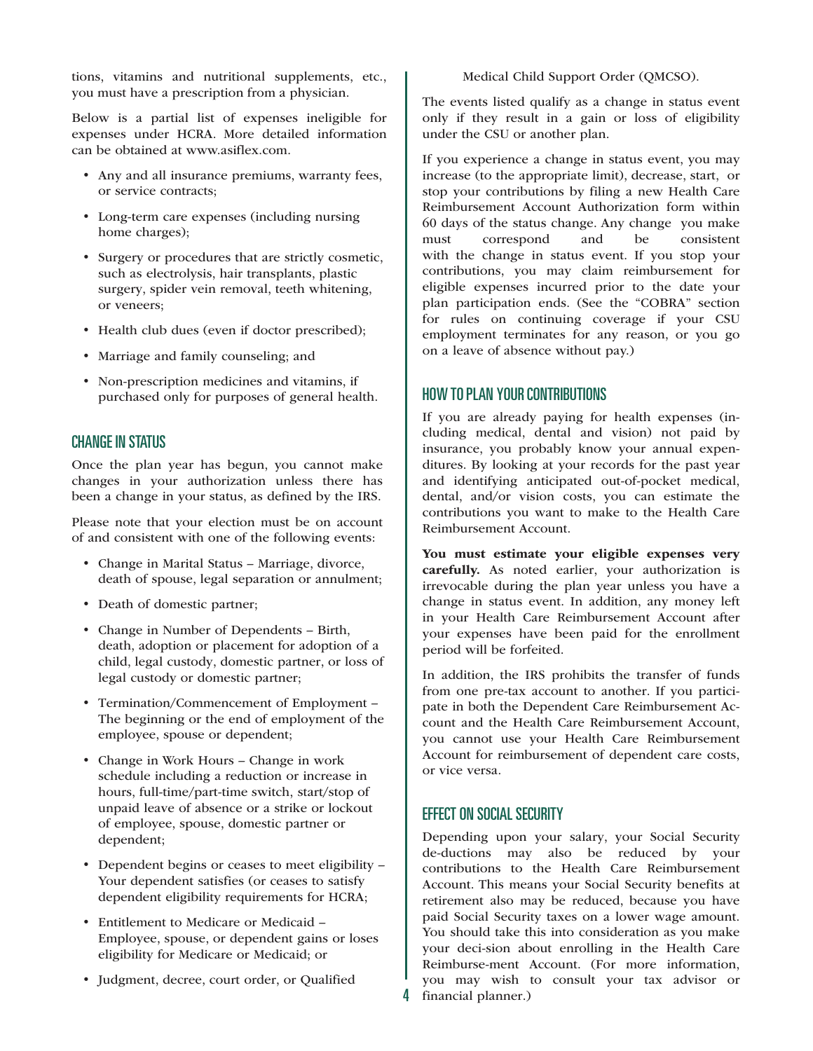tions, vitamins and nutritional supplements, etc., you must have a prescription from a physician.

Below is a partial list of expenses ineligible for expenses under HCRA. More detailed information can be obtained at www.asiflex.com.

- Any and all insurance premiums, warranty fees, or service contracts;
- Long-term care expenses (including nursing home charges);
- Surgery or procedures that are strictly cosmetic, such as electrolysis, hair transplants, plastic surgery, spider vein removal, teeth whitening, or veneers;
- Health club dues (even if doctor prescribed);
- Marriage and family counseling; and
- Non-prescription medicines and vitamins, if purchased only for purposes of general health.

## CHANGE IN STATUS

Once the plan year has begun, you cannot make changes in your authorization unless there has been a change in your status, as defined by the IRS.

Please note that your election must be on account of and consistent with one of the following events:

- Change in Marital Status – Marriage, divorce, death of spouse, legal separation or annulment;
- Death of domestic partner;
- Change in Number of Dependents – Birth, death, adoption or placement for adoption of a child, legal custody, domestic partner, or loss of legal custody or domestic partner;
- Termination/Commencement of Employment – The beginning or the end of employment of the employee, spouse or dependent;
- Change in Work Hours – Change in work schedule including a reduction or increase in hours, full-time/part-time switch, start/stop of unpaid leave of absence or a strike or lockout of employee, spouse, domestic partner or dependent;
- Dependent begins or ceases to meet eligibility – Your dependent satisfies (or ceases to satisfy dependent eligibility requirements for HCRA;
- Entitlement to Medicare or Medicaid – Employee, spouse, or dependent gains or loses eligibility for Medicare or Medicaid; or
- Judgment, decree, court order, or Qualified Medical Child Support Order (QMCSO).

The events listed qualify as a change in status event only if they result in a gain or loss of eligibility under the CSU or another plan.

If you experience a change in status event, you may increase (to the appropriate limit), decrease, start, or stop your contributions by filing a new Health Care Reimbursement Account Authorization form within 60 days of the status change. Any change you make must correspond and be consistent with the change in status event. If you stop your contributions, you may claim reimbursement for eligible expenses incurred prior to the date your plan participation ends. (See the "COBRA" section for rules on continuing coverage if your CSU employment terminates for any reason, or you go on a leave of absence without pay.)

## HOW TO PLAN YOUR CONTRIBUTIONS

If you are already paying for health expenses (including medical, dental and vision) not paid by insurance, you probably know your annual expenditures. By looking at your records for the past year and identifying anticipated out-of-pocket medical, dental, and/or vision costs, you can estimate the contributions you want to make to the Health Care Reimbursement Account.

**You must estimate your eligible expenses very carefully.** As noted earlier, your authorization is irrevocable during the plan year unless you have a change in status event. In addition, any money left in your Health Care Reimbursement Account after your expenses have been paid for the enrollment period will be forfeited.

In addition, the IRS prohibits the transfer of funds from one pre-tax account to another. If you participate in both the Dependent Care Reimbursement Account and the Health Care Reimbursement Account, you cannot use your Health Care Reimbursement Account for reimbursement of dependent care costs, or vice versa.

## EFFECT ON SOCIAL SECURITY

Depending upon your salary, your Social Security de-ductions may also be reduced by your contributions to the Health Care Reimbursement Account. This means your Social Security benefits at retirement also may be reduced, because you have paid Social Security taxes on a lower wage amount. You should take this into consideration as you make your deci-sion about enrolling in the Health Care Reimburse-ment Account. (For more information, you may wish to consult your tax advisor or financial planner.)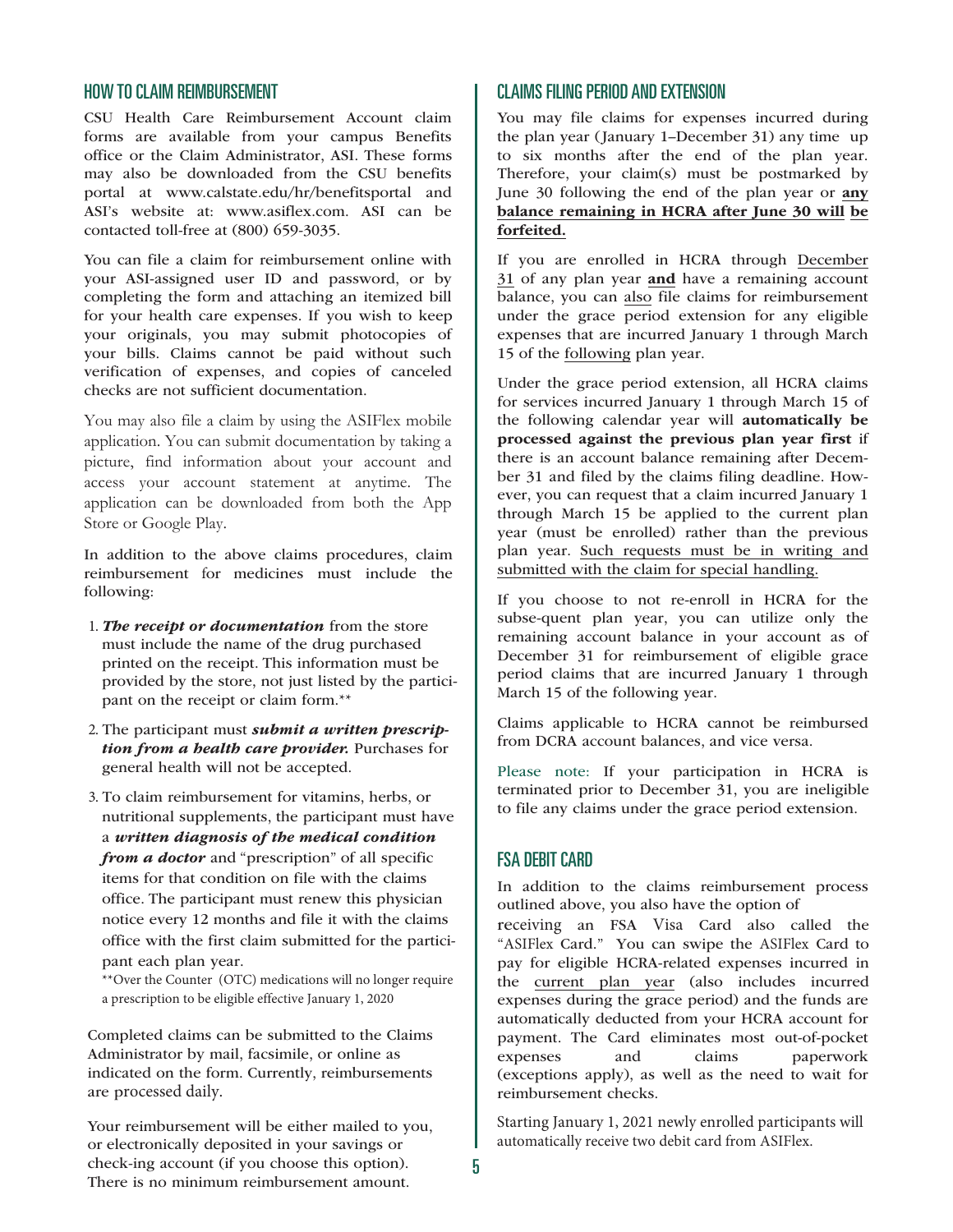## HOW TO CLAIM REIMBURSEMENT

CSU Health Care Reimbursement Account claim forms are available from your campus Benefits office or the Claim Administrator, ASI. These forms may also be downloaded from the CSU benefits portal at www.calstate.edu/hr/benefitsportal and ASI's website at: www.asiflex.com. ASI can be contacted toll-free at (800) 659-3035.

You can file a claim for reimbursement online with your ASI-assigned user ID and password, or by completing the form and attaching an itemized bill for your health care expenses. If you wish to keep your originals, you may submit photocopies of your bills. Claims cannot be paid without such verification of expenses, and copies of canceled checks are not sufficient documentation.

You may also file a claim by using the ASIFlex mobile application. You can submit documentation by taking a picture, find information about your account and access your account statement at anytime. The application can be downloaded from both the App Store or Google Play.

In addition to the above claims procedures, claim reimbursement for medicines must include the following:

1. ***The receipt or documentation*** from the store must include the name of the drug purchased printed on the receipt. This information must be provided by the store, not just listed by the participant on the receipt or claim form.**
2. The participant must ***submit a written prescription from a health care provider.*** Purchases for general health will not be accepted.
3. To claim reimbursement for vitamins, herbs, or nutritional supplements, the participant must have a ***written diagnosis of the medical condition from a doctor*** and "prescription" of all specific items for that condition on file with the claims office. The participant must renew this physician notice every 12 months and file it with the claims office with the first claim submitted for the participant each plan year.

**Over the Counter (OTC) medications will no longer require a prescription to be eligible effective January 1, 2020

Completed claims can be submitted to the Claims Administrator by mail, facsimile, or online as indicated on the form. Currently, reimbursements are processed daily.

Your reimbursement will be either mailed to you, or electronically deposited in your savings or check-ing account (if you choose this option). There is no minimum reimbursement amount.

## CLAIMS FILING PERIOD AND EXTENSION

You may file claims for expenses incurred during the plan year (January 1–December 31) any time up to six months after the end of the plan year. Therefore, your claim(s) must be postmarked by June 30 following the end of the plan year or **any balance remaining in HCRA after June 30 will be forfeited.**

If you are enrolled in HCRA through December 31 of any plan year **and** have a remaining account balance, you can also file claims for reimbursement under the grace period extension for any eligible expenses that are incurred January 1 through March 15 of the following plan year.

Under the grace period extension, all HCRA claims for services incurred January 1 through March 15 of the following calendar year will **automatically be processed against the previous plan year first** if there is an account balance remaining after December 31 and filed by the claims filing deadline. However, you can request that a claim incurred January 1 through March 15 be applied to the current plan year (must be enrolled) rather than the previous plan year. Such requests must be in writing and submitted with the claim for special handling.

If you choose to not re-enroll in HCRA for the subse-quent plan year, you can utilize only the remaining account balance in your account as of December 31 for reimbursement of eligible grace period claims that are incurred January 1 through March 15 of the following year.

Claims applicable to HCRA cannot be reimbursed from DCRA account balances, and vice versa.

Please note: If your participation in HCRA is terminated prior to December 31, you are ineligible to file any claims under the grace period extension.

## FSA DEBIT CARD

In addition to the claims reimbursement process outlined above, you also have the option of receiving an FSA Visa Card also called the "ASIFlex Card." You can swipe the ASIFlex Card to pay for eligible HCRA-related expenses incurred in the current plan year (also includes incurred expenses during the grace period) and the funds are automatically deducted from your HCRA account for payment. The Card eliminates most out-of-pocket expenses and claims paperwork (exceptions apply), as well as the need to wait for reimbursement checks.

Starting January 1, 2021 newly enrolled participants will automatically receive two debit card from ASIFlex.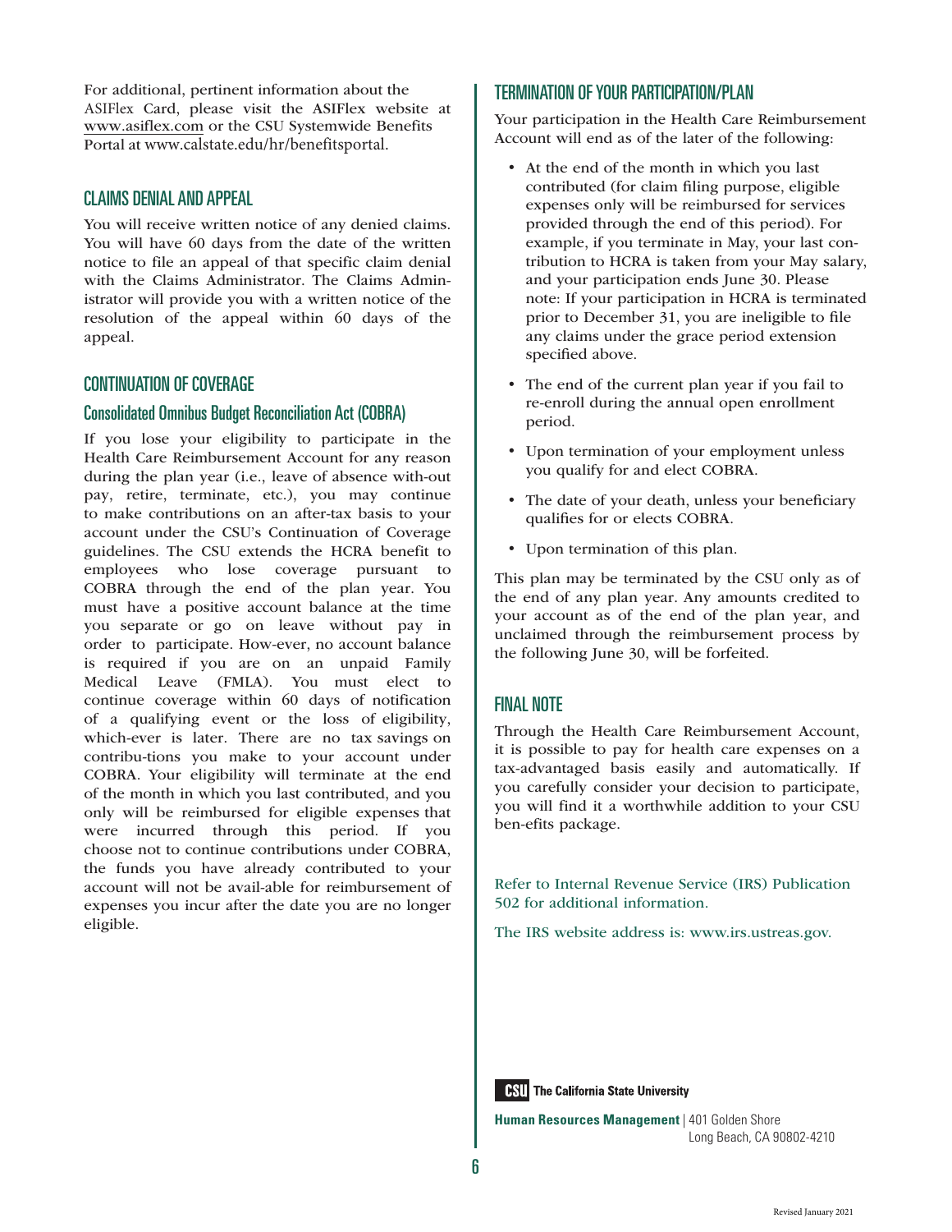For additional, pertinent information about the ASIFlex Card, please visit the ASIFlex website at www.asiflex.com or the CSU Systemwide Benefits Portal at www.calstate.edu/hr/benefitsportal.

## CLAIMS DENIAL AND APPEAL

You will receive written notice of any denied claims. You will have 60 days from the date of the written notice to file an appeal of that specific claim denial with the Claims Administrator. The Claims Administrator will provide you with a written notice of the resolution of the appeal within 60 days of the appeal.

## CONTINUATION OF COVERAGE

### Consolidated Omnibus Budget Reconciliation Act (COBRA)

If you lose your eligibility to participate in the Health Care Reimbursement Account for any reason during the plan year (i.e., leave of absence with-out pay, retire, terminate, etc.), you may continue to make contributions on an after-tax basis to your account under the CSU's Continuation of Coverage guidelines. The CSU extends the HCRA benefit to employees who lose coverage pursuant to COBRA through the end of the plan year. You must have a positive account balance at the time you separate or go on leave without pay in order to participate. How-ever, no account balance is required if you are on an unpaid Family Medical Leave (FMLA). You must elect to continue coverage within 60 days of notification of a qualifying event or the loss of eligibility, which-ever is later. There are no tax savings on contribu-tions you make to your account under COBRA. Your eligibility will terminate at the end of the month in which you last contributed, and you only will be reimbursed for eligible expenses that were incurred through this period. If you choose not to continue contributions under COBRA, the funds you have already contributed to your account will not be avail-able for reimbursement of expenses you incur after the date you are no longer eligible.

## TERMINATION OF YOUR PARTICIPATION/PLAN

Your participation in the Health Care Reimbursement Account will end as of the later of the following:

- At the end of the month in which you last contributed (for claim filing purpose, eligible expenses only will be reimbursed for services provided through the end of this period). For example, if you terminate in May, your last contribution to HCRA is taken from your May salary, and your participation ends June 30. Please note: If your participation in HCRA is terminated prior to December 31, you are ineligible to file any claims under the grace period extension specified above.
- The end of the current plan year if you fail to re-enroll during the annual open enrollment period.
- Upon termination of your employment unless you qualify for and elect COBRA.
- The date of your death, unless your beneficiary qualifies for or elects COBRA.
- Upon termination of this plan.

This plan may be terminated by the CSU only as of the end of any plan year. Any amounts credited to your account as of the end of the plan year, and unclaimed through the reimbursement process by the following June 30, will be forfeited.

## FINAL NOTE

Through the Health Care Reimbursement Account, it is possible to pay for health care expenses on a tax-advantaged basis easily and automatically. If you carefully consider your decision to participate, you will find it a worthwhile addition to your CSU ben-efits package.

Refer to Internal Revenue Service (IRS) Publication 502 for additional information.

The IRS website address is: www.irs.ustreas.gov.

**CSU** The California State University

**Human Resources Management** | 401 Golden Shore
Long Beach, CA 90802-4210

Revised January 2021